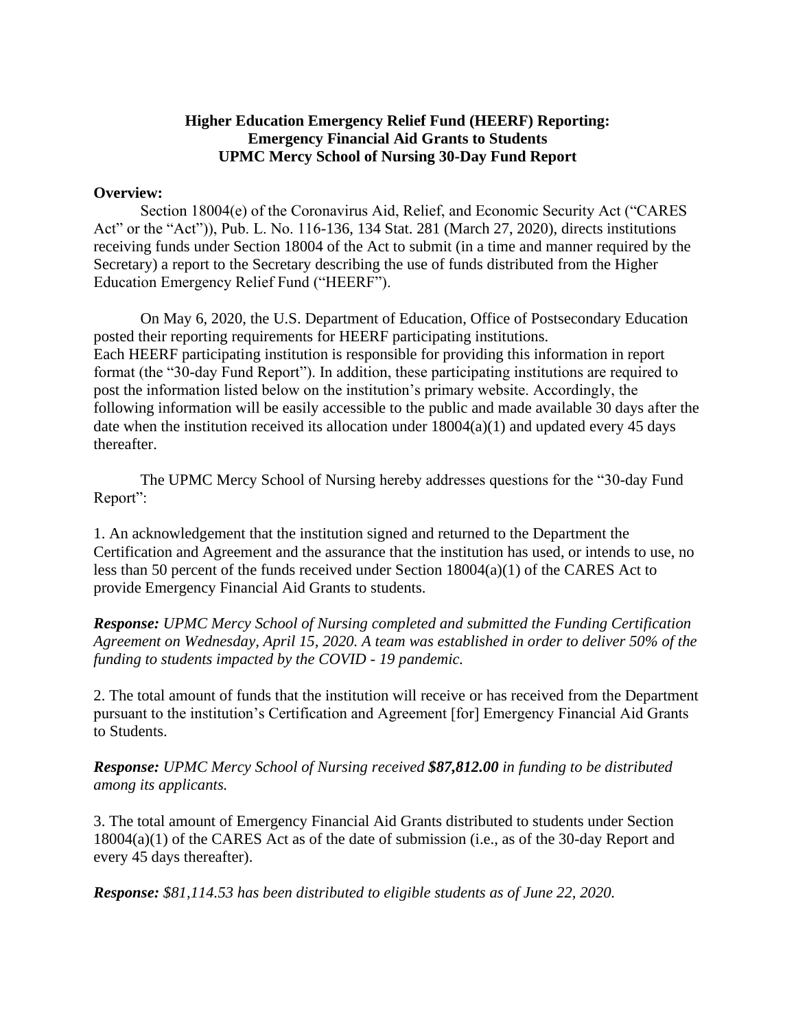**Higher Education Emergency Relief Fund (HEERF) Reporting:**
**Emergency Financial Aid Grants to Students**
**UPMC Mercy School of Nursing 30-Day Fund Report**

**Overview:**

Section 18004(e) of the Coronavirus Aid, Relief, and Economic Security Act ("CARES Act" or the "Act")), Pub. L. No. 116-136, 134 Stat. 281 (March 27, 2020), directs institutions receiving funds under Section 18004 of the Act to submit (in a time and manner required by the Secretary) a report to the Secretary describing the use of funds distributed from the Higher Education Emergency Relief Fund ("HEERF").

On May 6, 2020, the U.S. Department of Education, Office of Postsecondary Education posted their reporting requirements for HEERF participating institutions. Each HEERF participating institution is responsible for providing this information in report format (the "30-day Fund Report"). In addition, these participating institutions are required to post the information listed below on the institution's primary website. Accordingly, the following information will be easily accessible to the public and made available 30 days after the date when the institution received its allocation under 18004(a)(1) and updated every 45 days thereafter.

The UPMC Mercy School of Nursing hereby addresses questions for the "30-day Fund Report":

1. An acknowledgement that the institution signed and returned to the Department the Certification and Agreement and the assurance that the institution has used, or intends to use, no less than 50 percent of the funds received under Section 18004(a)(1) of the CARES Act to provide Emergency Financial Aid Grants to students.

***Response:*** *UPMC Mercy School of Nursing completed and submitted the Funding Certification Agreement on Wednesday, April 15, 2020. A team was established in order to deliver 50% of the funding to students impacted by the COVID - 19 pandemic.*

2. The total amount of funds that the institution will receive or has received from the Department pursuant to the institution's Certification and Agreement [for] Emergency Financial Aid Grants to Students.

***Response:*** *UPMC Mercy School of Nursing received **$87,812.00** in funding to be distributed among its applicants.*

3. The total amount of Emergency Financial Aid Grants distributed to students under Section 18004(a)(1) of the CARES Act as of the date of submission (i.e., as of the 30-day Report and every 45 days thereafter).

***Response:*** *$81,114.53 has been distributed to eligible students as of June 22, 2020.*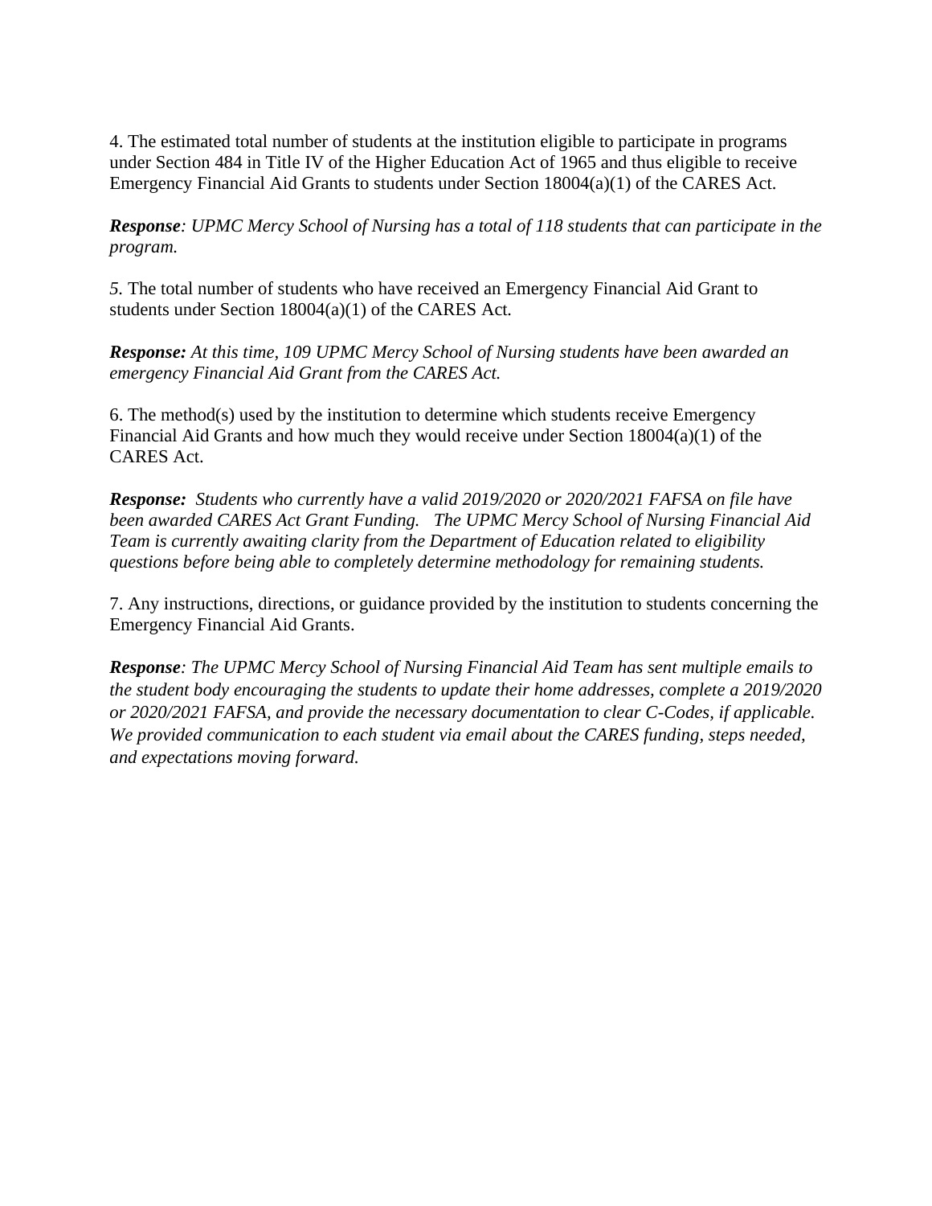4. The estimated total number of students at the institution eligible to participate in programs under Section 484 in Title IV of the Higher Education Act of 1965 and thus eligible to receive Emergency Financial Aid Grants to students under Section 18004(a)(1) of the CARES Act.

***Response****: UPMC Mercy School of Nursing has a total of 118 students that can participate in the program.*

*5.* The total number of students who have received an Emergency Financial Aid Grant to students under Section 18004(a)(1) of the CARES Act*.*

***Response:*** *At this time, 109 UPMC Mercy School of Nursing students have been awarded an emergency Financial Aid Grant from the CARES Act.*

6. The method(s) used by the institution to determine which students receive Emergency Financial Aid Grants and how much they would receive under Section 18004(a)(1) of the CARES Act.

***Response:*** *Students who currently have a valid 2019/2020 or 2020/2021 FAFSA on file have been awarded CARES Act Grant Funding. The UPMC Mercy School of Nursing Financial Aid Team is currently awaiting clarity from the Department of Education related to eligibility questions before being able to completely determine methodology for remaining students.*

7. Any instructions, directions, or guidance provided by the institution to students concerning the Emergency Financial Aid Grants.

***Response****: The UPMC Mercy School of Nursing Financial Aid Team has sent multiple emails to the student body encouraging the students to update their home addresses, complete a 2019/2020 or 2020/2021 FAFSA, and provide the necessary documentation to clear C-Codes, if applicable. We provided communication to each student via email about the CARES funding, steps needed, and expectations moving forward.*